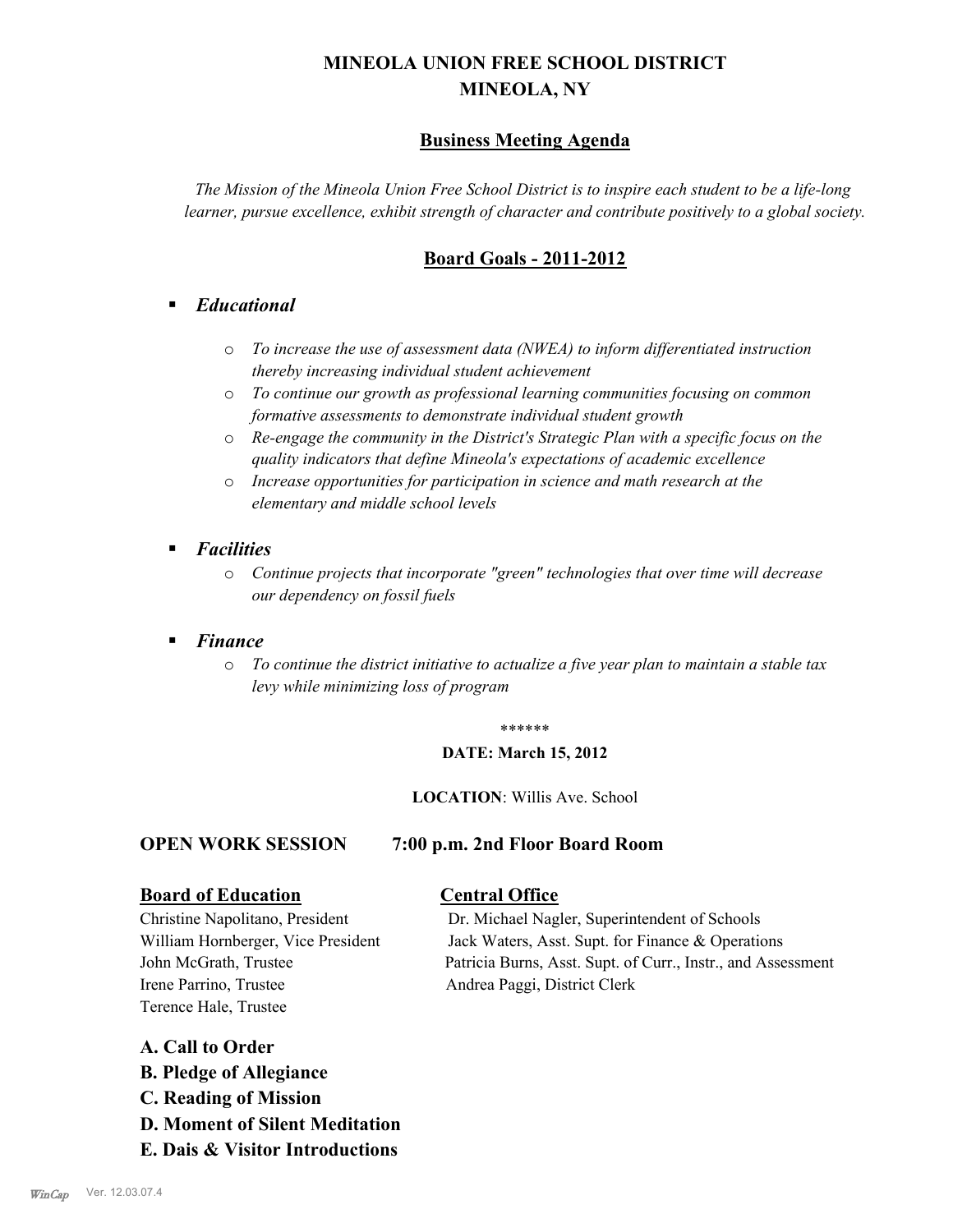# MINEOLA UNION FREE SCHOOL DISTRICT
# MINEOLA, NY

## Business Meeting Agenda

*The Mission of the Mineola Union Free School District is to inspire each student to be a life-long learner, pursue excellence, exhibit strength of character and contribute positively to a global society.*

## Board Goals - 2011-2012

- ***Educational***
  - *To increase the use of assessment data (NWEA) to inform differentiated instruction thereby increasing individual student achievement*
  - *To continue our growth as professional learning communities focusing on common formative assessments to demonstrate individual student growth*
  - *Re-engage the community in the District's Strategic Plan with a specific focus on the quality indicators that define Mineola's expectations of academic excellence*
  - *Increase opportunities for participation in science and math research at the elementary and middle school levels*
- ***Facilities***
  - *Continue projects that incorporate "green" technologies that over time will decrease our dependency on fossil fuels*
- ***Finance***
  - *To continue the district initiative to actualize a five year plan to maintain a stable tax levy while minimizing loss of program*

******

**DATE: March 15, 2012**

**LOCATION**: Willis Ave. School

**OPEN WORK SESSION 7:00 p.m. 2nd Floor Board Room**

**Board of Education**

Christine Napolitano, President
William Hornberger, Vice President
John McGrath, Trustee
Irene Parrino, Trustee
Terence Hale, Trustee

**Central Office**

Dr. Michael Nagler, Superintendent of Schools
Jack Waters, Asst. Supt. for Finance & Operations
Patricia Burns, Asst. Supt. of Curr., Instr., and Assessment
Andrea Paggi, District Clerk

**A. Call to Order**
**B. Pledge of Allegiance**
**C. Reading of Mission**
**D. Moment of Silent Meditation**
**E. Dais & Visitor Introductions**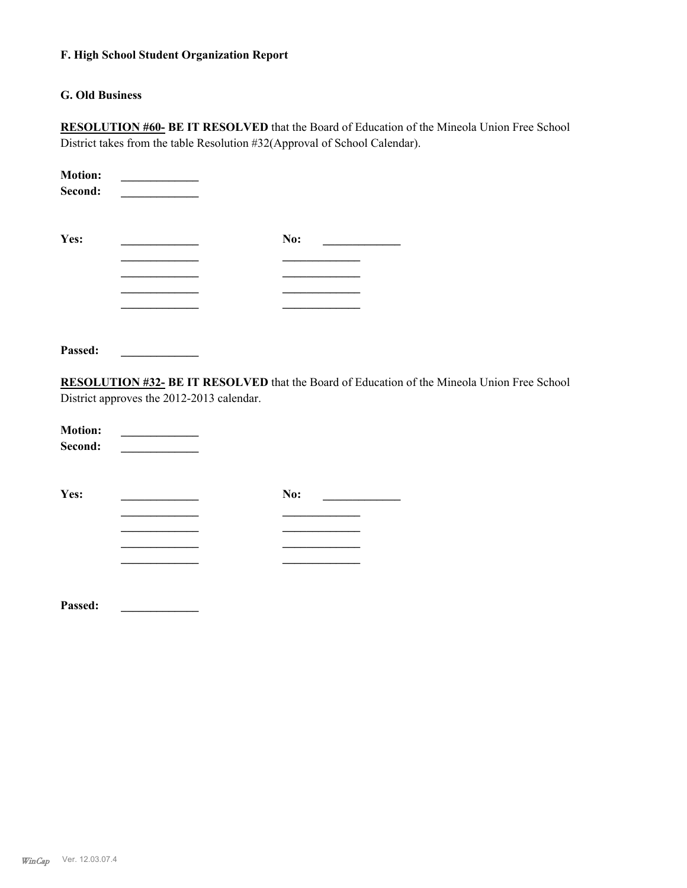**F. High School Student Organization Report**

**G. Old Business**

**RESOLUTION #60- BE IT RESOLVED** that the Board of Education of the Mineola Union Free School District takes from the table Resolution #32(Approval of School Calendar).

**Motion:** _____________
**Second:** _____________

| **Yes:** | _____________ | **No:** | _____________ |
|---|---|---|---|
| | _____________ | | _____________ |
| | _____________ | | _____________ |
| | _____________ | | _____________ |
| | _____________ | | _____________ |

**Passed:** _____________

**RESOLUTION #32- BE IT RESOLVED** that the Board of Education of the Mineola Union Free School District approves the 2012-2013 calendar.

**Motion:** _____________
**Second:** _____________

| **Yes:** | _____________ | **No:** | _____________ |
|---|---|---|---|
| | _____________ | | _____________ |
| | _____________ | | _____________ |
| | _____________ | | _____________ |
| | _____________ | | _____________ |

**Passed:** _____________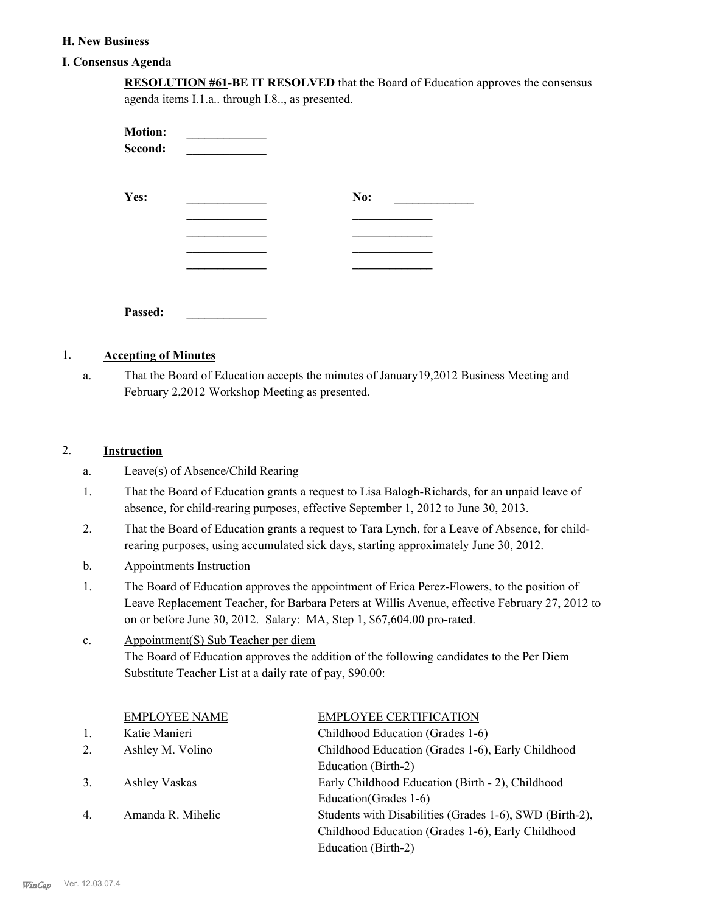**H. New Business**

**I. Consensus Agenda**

**RESOLUTION #61-BE IT RESOLVED** that the Board of Education approves the consensus agenda items I.1.a.. through I.8.., as presented.

**Motion:** _____________
**Second:** _____________

| **Yes:** | _____________ | **No:** | _____________ |
|---|---|---|---|
| | _____________ | | _____________ |
| | _____________ | | _____________ |
| | _____________ | | _____________ |
| | _____________ | | _____________ |

**Passed:** _____________

1. **Accepting of Minutes**

   a. That the Board of Education accepts the minutes of January19,2012 Business Meeting and February 2,2012 Workshop Meeting as presented.

2. **Instruction**

   a. Leave(s) of Absence/Child Rearing

   1. That the Board of Education grants a request to Lisa Balogh-Richards, for an unpaid leave of absence, for child-rearing purposes, effective September 1, 2012 to June 30, 2013.
   2. That the Board of Education grants a request to Tara Lynch, for a Leave of Absence, for child-rearing purposes, using accumulated sick days, starting approximately June 30, 2012.

   b. Appointments Instruction

   1. The Board of Education approves the appointment of Erica Perez-Flowers, to the position of Leave Replacement Teacher, for Barbara Peters at Willis Avenue, effective February 27, 2012 to on or before June 30, 2012. Salary: MA, Step 1, $67,604.00 pro-rated.

   c. Appointment(S) Sub Teacher per diem

   The Board of Education approves the addition of the following candidates to the Per Diem Substitute Teacher List at a daily rate of pay, $90.00:

| | EMPLOYEE NAME | EMPLOYEE CERTIFICATION |
|---|---|---|
| 1. | Katie Manieri | Childhood Education (Grades 1-6) |
| 2. | Ashley M. Volino | Childhood Education (Grades 1-6), Early Childhood Education (Birth-2) |
| 3. | Ashley Vaskas | Early Childhood Education (Birth - 2), Childhood Education(Grades 1-6) |
| 4. | Amanda R. Mihelic | Students with Disabilities (Grades 1-6), SWD (Birth-2), Childhood Education (Grades 1-6), Early Childhood Education (Birth-2) |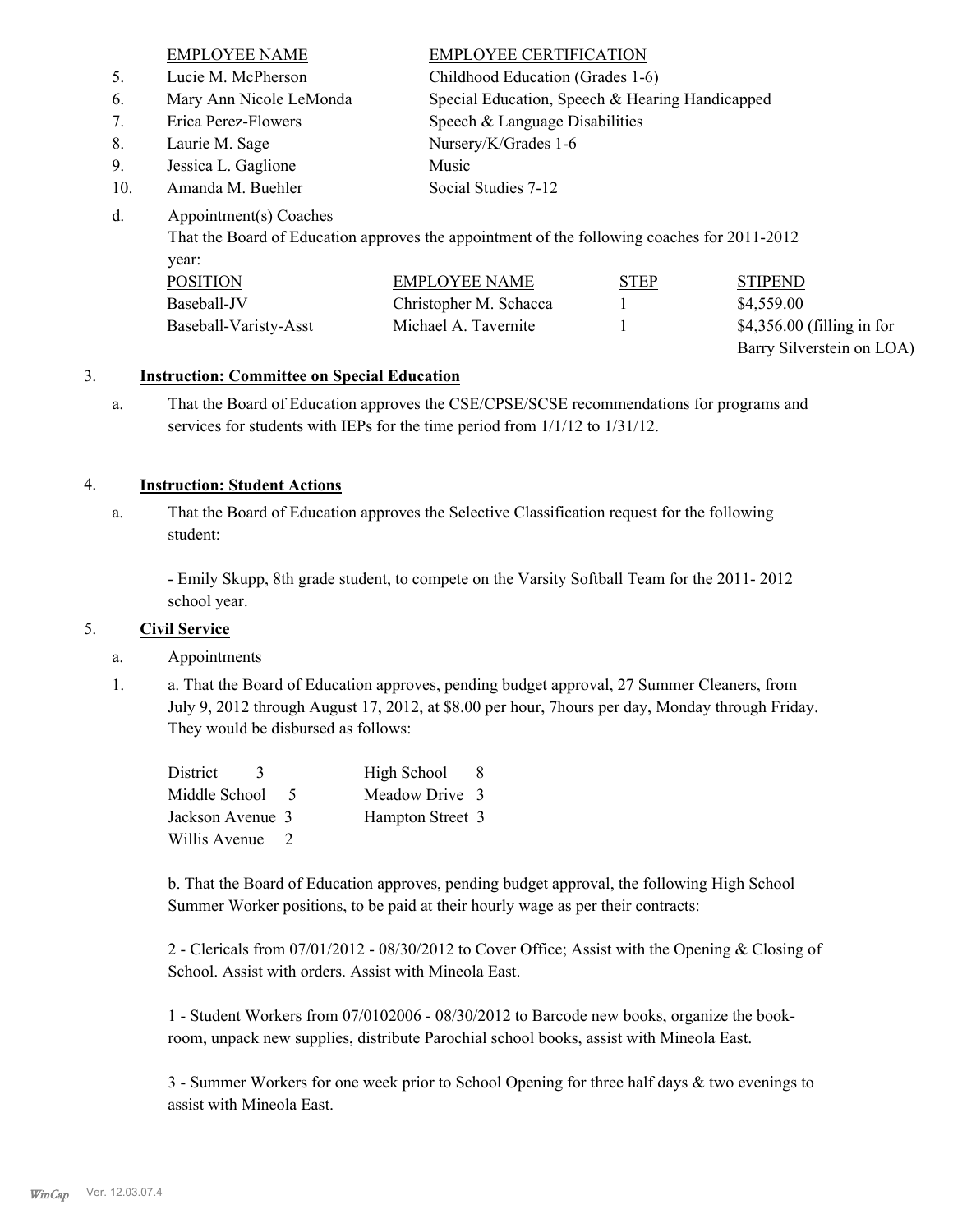| | EMPLOYEE NAME | EMPLOYEE CERTIFICATION |
|---|---|---|
| 5. | Lucie M. McPherson | Childhood Education (Grades 1-6) |
| 6. | Mary Ann Nicole LeMonda | Special Education, Speech & Hearing Handicapped |
| 7. | Erica Perez-Flowers | Speech & Language Disabilities |
| 8. | Laurie M. Sage | Nursery/K/Grades 1-6 |
| 9. | Jessica L. Gaglione | Music |
| 10. | Amanda M. Buehler | Social Studies 7-12 |

d. Appointment(s) Coaches

That the Board of Education approves the appointment of the following coaches for 2011-2012 year:

| POSITION | EMPLOYEE NAME | STEP | STIPEND |
|---|---|---|---|
| Baseball-JV | Christopher M. Schacca | 1 | $4,559.00 |
| Baseball-Varisty-Asst | Michael A. Tavernite | 1 | $4,356.00 (filling in for Barry Silverstein on LOA) |

## 3. Instruction: Committee on Special Education

a. That the Board of Education approves the CSE/CPSE/SCSE recommendations for programs and services for students with IEPs for the time period from 1/1/12 to 1/31/12.

## 4. Instruction: Student Actions

a. That the Board of Education approves the Selective Classification request for the following student:

- Emily Skupp, 8th grade student, to compete on the Varsity Softball Team for the 2011- 2012 school year.

## 5. Civil Service

a. Appointments

1. a. That the Board of Education approves, pending budget approval, 27 Summer Cleaners, from July 9, 2012 through August 17, 2012, at $8.00 per hour, 7hours per day, Monday through Friday. They would be disbursed as follows:

| | | | |
|---|---|---|---|
| District | 3 | High School | 8 |
| Middle School | 5 | Meadow Drive | 3 |
| Jackson Avenue | 3 | Hampton Street | 3 |
| Willis Avenue | 2 | | |

b. That the Board of Education approves, pending budget approval, the following High School Summer Worker positions, to be paid at their hourly wage as per their contracts:

2 - Clericals from 07/01/2012 - 08/30/2012 to Cover Office; Assist with the Opening & Closing of School. Assist with orders. Assist with Mineola East.

1 - Student Workers from 07/0102006 - 08/30/2012 to Barcode new books, organize the book-room, unpack new supplies, distribute Parochial school books, assist with Mineola East.

3 - Summer Workers for one week prior to School Opening for three half days & two evenings to assist with Mineola East.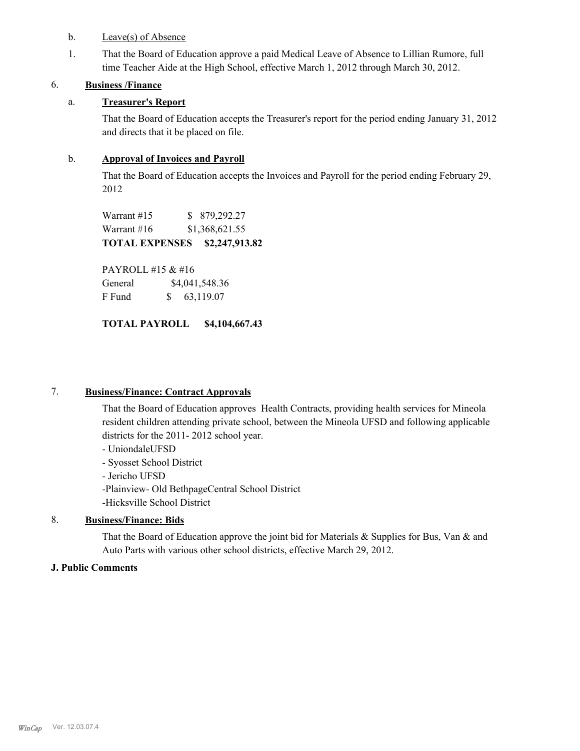b. Leave(s) of Absence

1. That the Board of Education approve a paid Medical Leave of Absence to Lillian Rumore, full time Teacher Aide at the High School, effective March 1, 2012 through March 30, 2012.

6. **Business /Finance**

a. **Treasurer's Report**

That the Board of Education accepts the Treasurer's report for the period ending January 31, 2012 and directs that it be placed on file.

b. **Approval of Invoices and Payroll**

That the Board of Education accepts the Invoices and Payroll for the period ending February 29, 2012

Warrant #15 $ 879,292.27
Warrant #16 $1,368,621.55
**TOTAL EXPENSES $2,247,913.82**

PAYROLL #15 & #16
General $4,041,548.36
F Fund $ 63,119.07

**TOTAL PAYROLL $4,104,667.43**

7. **Business/Finance: Contract Approvals**

That the Board of Education approves Health Contracts, providing health services for Mineola resident children attending private school, between the Mineola UFSD and following applicable districts for the 2011- 2012 school year.

- UniondaleUFSD
- Syosset School District
- Jericho UFSD
- Plainview- Old BethpageCentral School District
- Hicksville School District

8. **Business/Finance: Bids**

That the Board of Education approve the joint bid for Materials & Supplies for Bus, Van & and Auto Parts with various other school districts, effective March 29, 2012.

**J. Public Comments**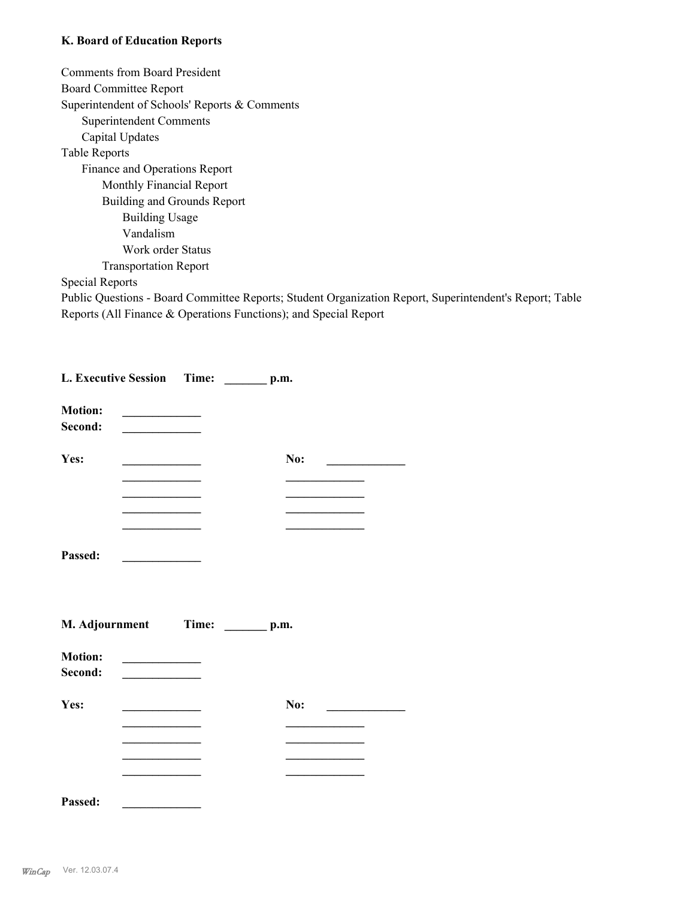**K. Board of Education Reports**

Comments from Board President
Board Committee Report
Superintendent of Schools' Reports & Comments
- Superintendent Comments
- Capital Updates

Table Reports
- Finance and Operations Report
  - Monthly Financial Report
  - Building and Grounds Report
    - Building Usage
    - Vandalism
    - Work order Status
  - Transportation Report

Special Reports
Public Questions - Board Committee Reports; Student Organization Report, Superintendent's Report; Table Reports (All Finance & Operations Functions); and Special Report

**L. Executive Session** **Time: _______ p.m.**

**Motion:** _____________
**Second:** _____________

| | | | |
|---|---|---|---|
| **Yes:** | _____________ | **No:** | _____________ |
| | _____________ | | _____________ |
| | _____________ | | _____________ |
| | _____________ | | _____________ |
| | _____________ | | _____________ |

**Passed:** _____________

**M. Adjournment** **Time: _______ p.m.**

**Motion:** _____________
**Second:** _____________

| | | | |
|---|---|---|---|
| **Yes:** | _____________ | **No:** | _____________ |
| | _____________ | | _____________ |
| | _____________ | | _____________ |
| | _____________ | | _____________ |
| | _____________ | | _____________ |

**Passed:** _____________